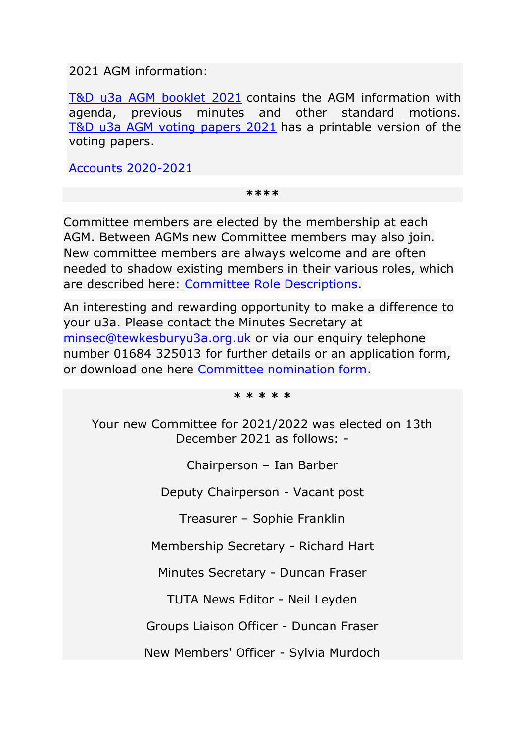2021 AGM information:

T&D u3a AGM booklet 2021 contains the AGM information with agenda, previous minutes and other standard motions. T&D u3a AGM voting papers 2021 has a printable version of the voting papers.

Accounts 2020-2021

****

Committee members are elected by the membership at each AGM. Between AGMs new Committee members may also join. New committee members are always welcome and are often needed to shadow existing members in their various roles, which are described here: Committee Role Descriptions.

An interesting and rewarding opportunity to make a difference to your u3a. Please contact the Minutes Secretary at minsec@tewkesburyu3a.org.uk or via our enquiry telephone number 01684 325013 for further details or an application form, or download one here Committee nomination form.

* * * * *

Your new Committee for 2021/2022 was elected on 13th December 2021 as follows: -

Chairperson – Ian Barber

Deputy Chairperson - Vacant post

Treasurer – Sophie Franklin

Membership Secretary - Richard Hart

Minutes Secretary - Duncan Fraser

TUTA News Editor - Neil Leyden

Groups Liaison Officer - Duncan Fraser

New Members' Officer - Sylvia Murdoch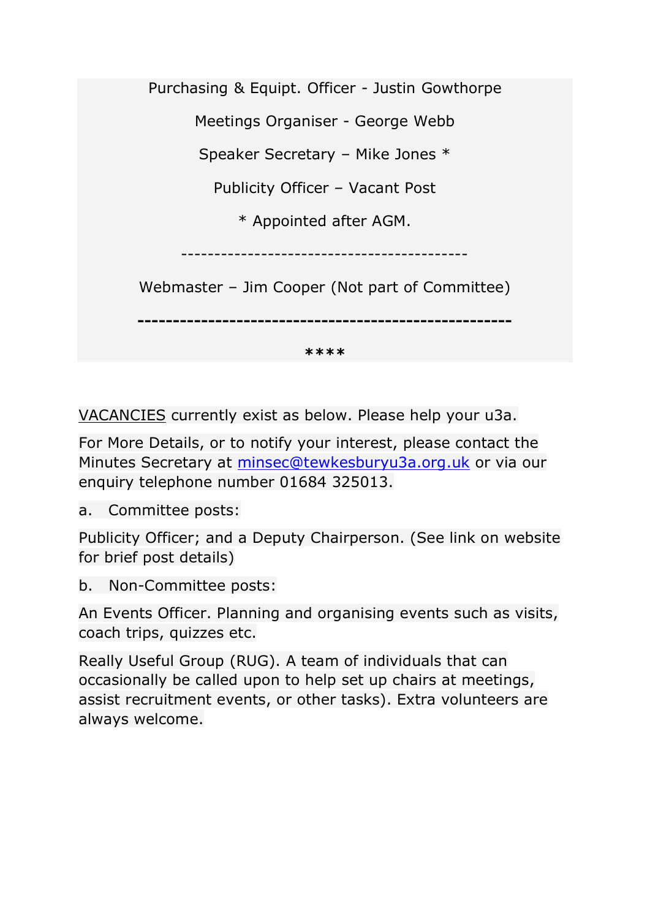Purchasing & Equipt. Officer - Justin Gowthorpe

Meetings Organiser - George Webb

Speaker Secretary – Mike Jones *

Publicity Officer – Vacant Post

* Appointed after AGM.

-------------------------------------------

Webmaster – Jim Cooper (Not part of Committee)

**-------------------------------------------------------**

****

VACANCIES currently exist as below. Please help your u3a.

For More Details, or to notify your interest, please contact the Minutes Secretary at minsec@tewkesburyu3a.org.uk or via our enquiry telephone number 01684 325013.

a. Committee posts:

Publicity Officer; and a Deputy Chairperson. (See link on website for brief post details)

b. Non-Committee posts:

An Events Officer. Planning and organising events such as visits, coach trips, quizzes etc.

Really Useful Group (RUG). A team of individuals that can occasionally be called upon to help set up chairs at meetings, assist recruitment events, or other tasks). Extra volunteers are always welcome.